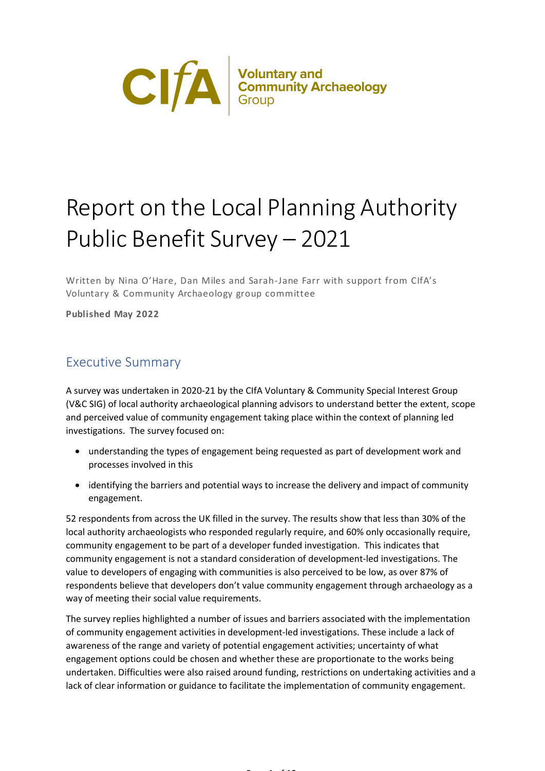CIfA | Voluntary and Community Archaeology Group

# Report on the Local Planning Authority Public Benefit Survey – 2021

Written by Nina O'Hare, Dan Miles and Sarah-Jane Farr with support from CIfA's Voluntary & Community Archaeology group committee

**Published May 2022**

## Executive Summary

A survey was undertaken in 2020-21 by the CIfA Voluntary & Community Special Interest Group (V&C SIG) of local authority archaeological planning advisors to understand better the extent, scope and perceived value of community engagement taking place within the context of planning led investigations. The survey focused on:

- understanding the types of engagement being requested as part of development work and processes involved in this
- identifying the barriers and potential ways to increase the delivery and impact of community engagement.

52 respondents from across the UK filled in the survey. The results show that less than 30% of the local authority archaeologists who responded regularly require, and 60% only occasionally require, community engagement to be part of a developer funded investigation. This indicates that community engagement is not a standard consideration of development-led investigations. The value to developers of engaging with communities is also perceived to be low, as over 87% of respondents believe that developers don't value community engagement through archaeology as a way of meeting their social value requirements.

The survey replies highlighted a number of issues and barriers associated with the implementation of community engagement activities in development-led investigations. These include a lack of awareness of the range and variety of potential engagement activities; uncertainty of what engagement options could be chosen and whether these are proportionate to the works being undertaken. Difficulties were also raised around funding, restrictions on undertaking activities and a lack of clear information or guidance to facilitate the implementation of community engagement.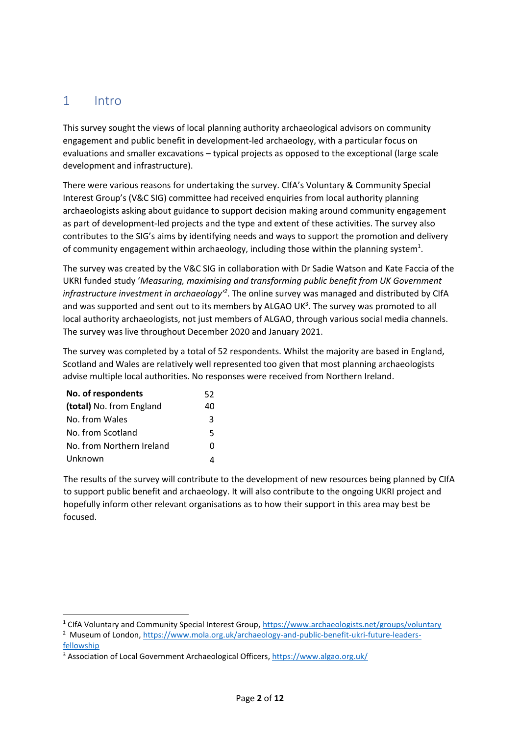# 1 Intro

This survey sought the views of local planning authority archaeological advisors on community engagement and public benefit in development-led archaeology, with a particular focus on evaluations and smaller excavations – typical projects as opposed to the exceptional (large scale development and infrastructure).

There were various reasons for undertaking the survey. CIfA's Voluntary & Community Special Interest Group's (V&C SIG) committee had received enquiries from local authority planning archaeologists asking about guidance to support decision making around community engagement as part of development-led projects and the type and extent of these activities. The survey also contributes to the SIG's aims by identifying needs and ways to support the promotion and delivery of community engagement within archaeology, including those within the planning system[1].

The survey was created by the V&C SIG in collaboration with Dr Sadie Watson and Kate Faccia of the UKRI funded study '*Measuring, maximising and transforming public benefit from UK Government infrastructure investment in archaeology*'[2]. The online survey was managed and distributed by CIfA and was supported and sent out to its members by ALGAO UK[3]. The survey was promoted to all local authority archaeologists, not just members of ALGAO, through various social media channels. The survey was live throughout December 2020 and January 2021.

The survey was completed by a total of 52 respondents. Whilst the majority are based in England, Scotland and Wales are relatively well represented too given that most planning archaeologists advise multiple local authorities. No responses were received from Northern Ireland.

| **No. of respondents** | 52 |
|---|---|
| **(total)** No. from England | 40 |
| No. from Wales | 3 |
| No. from Scotland | 5 |
| No. from Northern Ireland | 0 |
| Unknown | 4 |

The results of the survey will contribute to the development of new resources being planned by CIfA to support public benefit and archaeology. It will also contribute to the ongoing UKRI project and hopefully inform other relevant organisations as to how their support in this area may best be focused.

---

[1] CIfA Voluntary and Community Special Interest Group, https://www.archaeologists.net/groups/voluntary

[2] Museum of London, https://www.mola.org.uk/archaeology-and-public-benefit-ukri-future-leaders-fellowship

[3] Association of Local Government Archaeological Officers, https://www.algao.org.uk/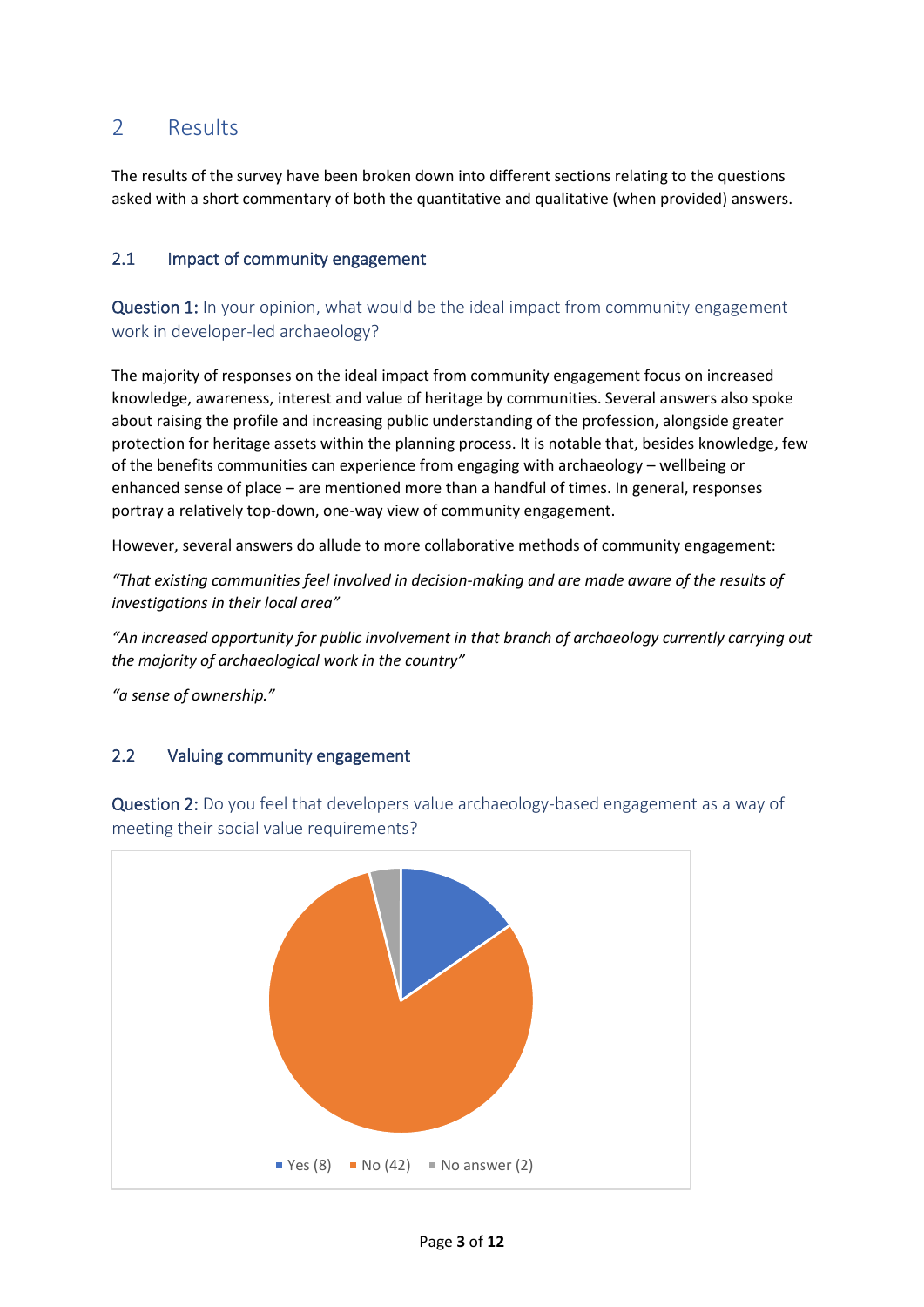# 2 Results

The results of the survey have been broken down into different sections relating to the questions asked with a short commentary of both the quantitative and qualitative (when provided) answers.

## 2.1 Impact of community engagement

**Question 1:** In your opinion, what would be the ideal impact from community engagement work in developer-led archaeology?

The majority of responses on the ideal impact from community engagement focus on increased knowledge, awareness, interest and value of heritage by communities. Several answers also spoke about raising the profile and increasing public understanding of the profession, alongside greater protection for heritage assets within the planning process. It is notable that, besides knowledge, few of the benefits communities can experience from engaging with archaeology – wellbeing or enhanced sense of place – are mentioned more than a handful of times. In general, responses portray a relatively top-down, one-way view of community engagement.

However, several answers do allude to more collaborative methods of community engagement:

*"That existing communities feel involved in decision-making and are made aware of the results of investigations in their local area"*

*"An increased opportunity for public involvement in that branch of archaeology currently carrying out the majority of archaeological work in the country"*

*"a sense of ownership."*

## 2.2 Valuing community engagement

**Question 2:** Do you feel that developers value archaeology-based engagement as a way of meeting their social value requirements?

Yes (8) No (42) No answer (2)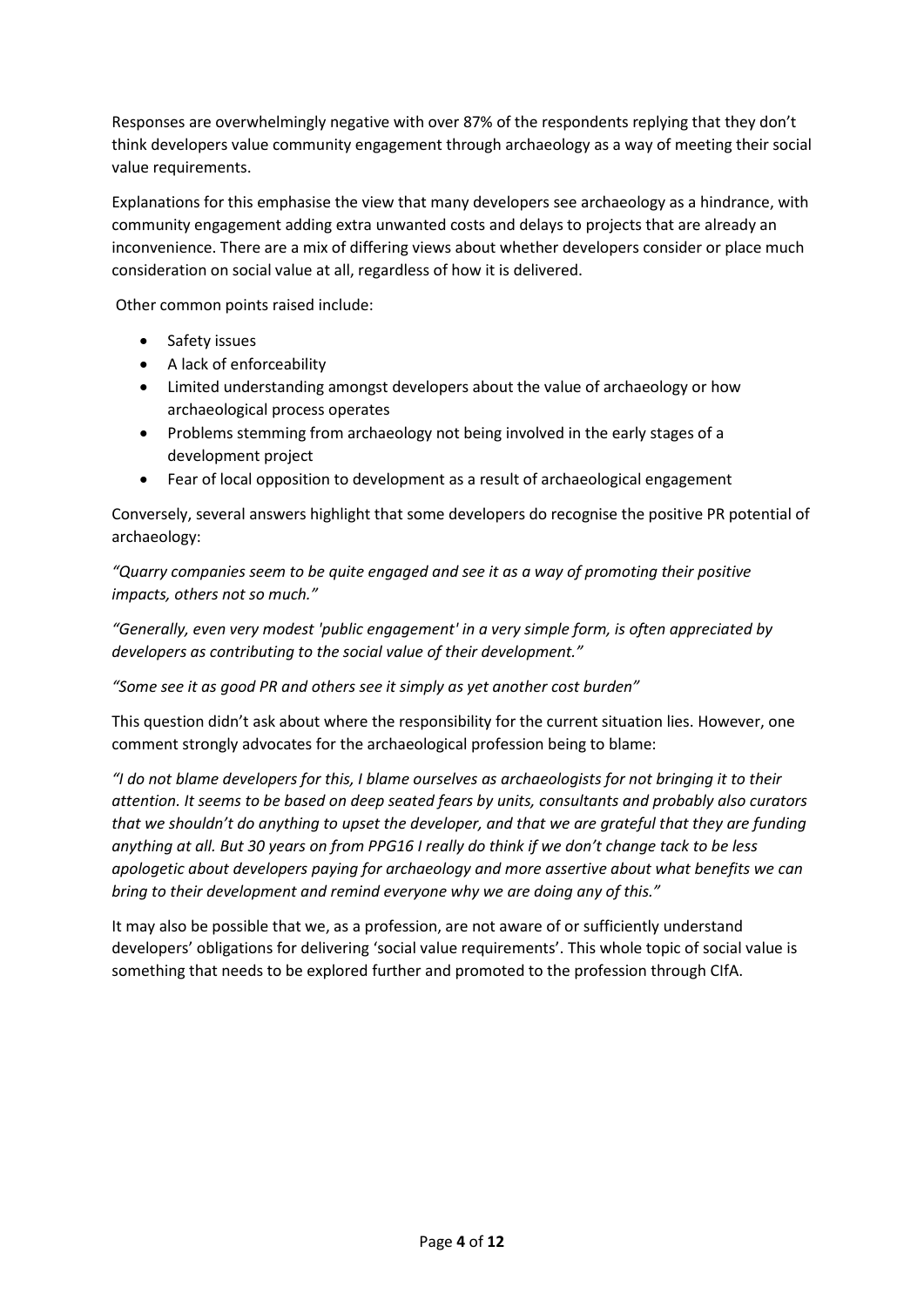Responses are overwhelmingly negative with over 87% of the respondents replying that they don't think developers value community engagement through archaeology as a way of meeting their social value requirements.

Explanations for this emphasise the view that many developers see archaeology as a hindrance, with community engagement adding extra unwanted costs and delays to projects that are already an inconvenience. There are a mix of differing views about whether developers consider or place much consideration on social value at all, regardless of how it is delivered.

Other common points raised include:

- Safety issues
- A lack of enforceability
- Limited understanding amongst developers about the value of archaeology or how archaeological process operates
- Problems stemming from archaeology not being involved in the early stages of a development project
- Fear of local opposition to development as a result of archaeological engagement

Conversely, several answers highlight that some developers do recognise the positive PR potential of archaeology:

*"Quarry companies seem to be quite engaged and see it as a way of promoting their positive impacts, others not so much."*

*"Generally, even very modest 'public engagement' in a very simple form, is often appreciated by developers as contributing to the social value of their development."*

*"Some see it as good PR and others see it simply as yet another cost burden"*

This question didn't ask about where the responsibility for the current situation lies. However, one comment strongly advocates for the archaeological profession being to blame:

*"I do not blame developers for this, I blame ourselves as archaeologists for not bringing it to their attention. It seems to be based on deep seated fears by units, consultants and probably also curators that we shouldn't do anything to upset the developer, and that we are grateful that they are funding anything at all. But 30 years on from PPG16 I really do think if we don't change tack to be less apologetic about developers paying for archaeology and more assertive about what benefits we can bring to their development and remind everyone why we are doing any of this."*

It may also be possible that we, as a profession, are not aware of or sufficiently understand developers' obligations for delivering 'social value requirements'. This whole topic of social value is something that needs to be explored further and promoted to the profession through CIfA.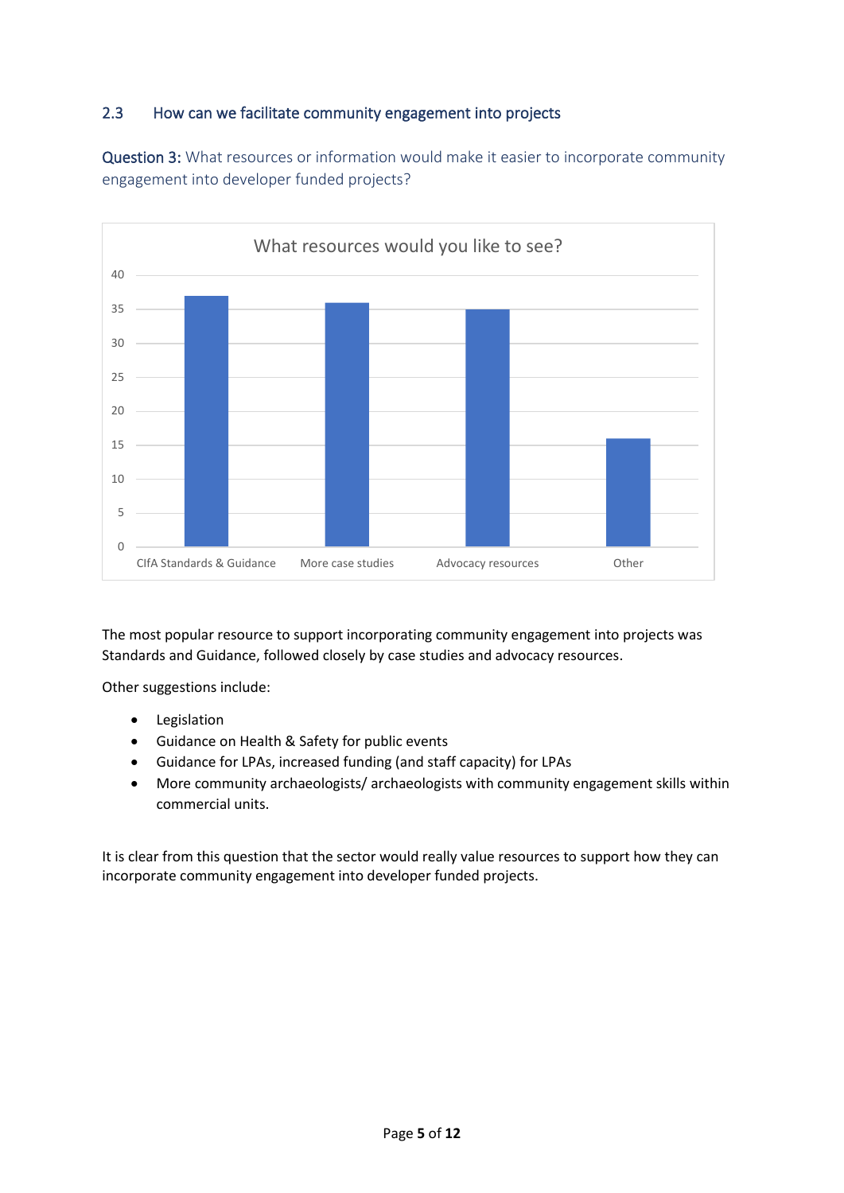## 2.3 How can we facilitate community engagement into projects

Question 3: What resources or information would make it easier to incorporate community engagement into developer funded projects?

The most popular resource to support incorporating community engagement into projects was Standards and Guidance, followed closely by case studies and advocacy resources.

Other suggestions include:

- Legislation
- Guidance on Health & Safety for public events
- Guidance for LPAs, increased funding (and staff capacity) for LPAs
- More community archaeologists/ archaeologists with community engagement skills within commercial units.

It is clear from this question that the sector would really value resources to support how they can incorporate community engagement into developer funded projects.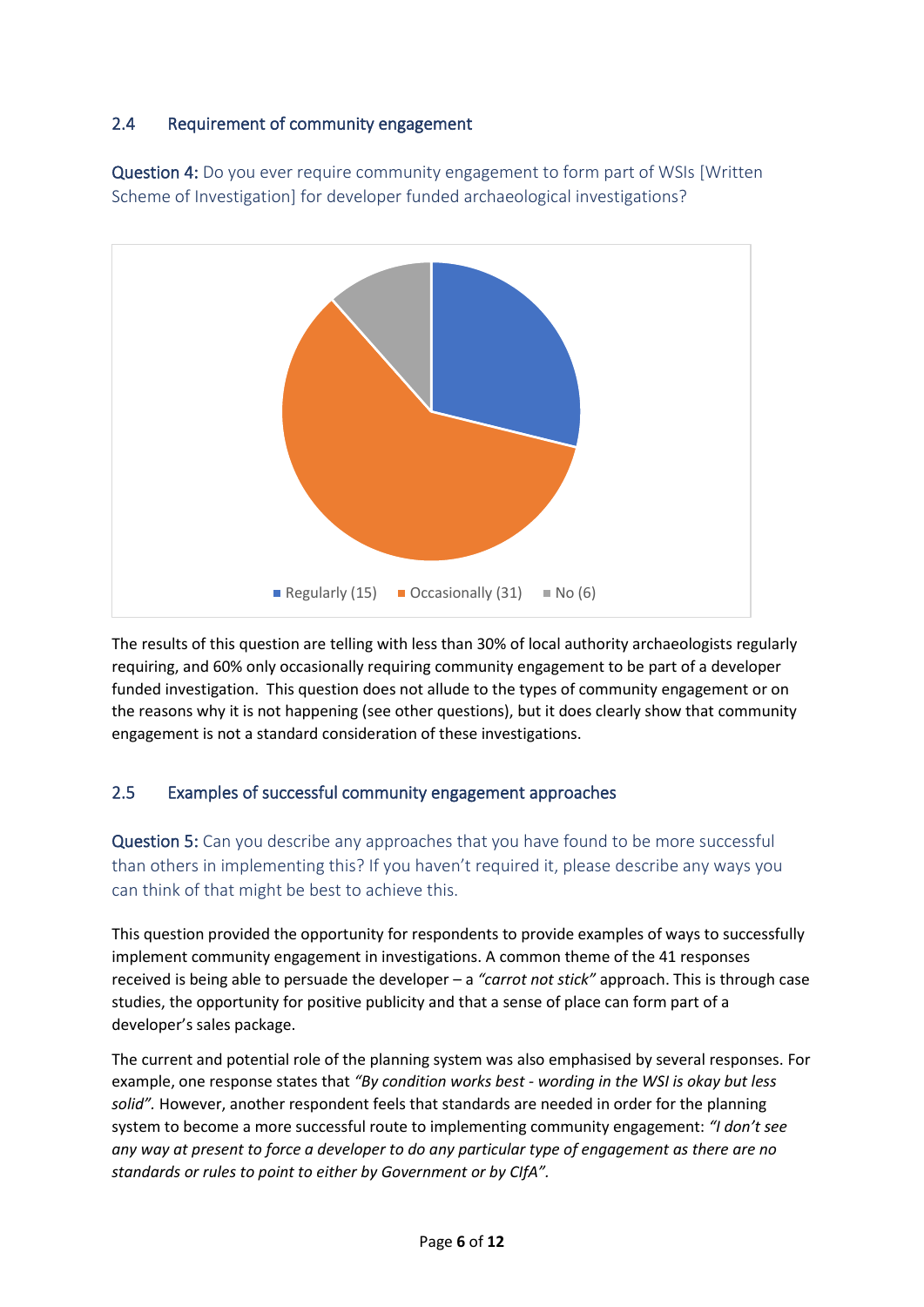## 2.4 Requirement of community engagement

**Question 4:** Do you ever require community engagement to form part of WSIs [Written Scheme of Investigation] for developer funded archaeological investigations?

Regularly (15) Occasionally (31) No (6)

The results of this question are telling with less than 30% of local authority archaeologists regularly requiring, and 60% only occasionally requiring community engagement to be part of a developer funded investigation. This question does not allude to the types of community engagement or on the reasons why it is not happening (see other questions), but it does clearly show that community engagement is not a standard consideration of these investigations.

## 2.5 Examples of successful community engagement approaches

**Question 5:** Can you describe any approaches that you have found to be more successful than others in implementing this? If you haven't required it, please describe any ways you can think of that might be best to achieve this.

This question provided the opportunity for respondents to provide examples of ways to successfully implement community engagement in investigations. A common theme of the 41 responses received is being able to persuade the developer – a *"carrot not stick"* approach. This is through case studies, the opportunity for positive publicity and that a sense of place can form part of a developer's sales package.

The current and potential role of the planning system was also emphasised by several responses. For example, one response states that *"By condition works best - wording in the WSI is okay but less solid".* However, another respondent feels that standards are needed in order for the planning system to become a more successful route to implementing community engagement: *"I don't see any way at present to force a developer to do any particular type of engagement as there are no standards or rules to point to either by Government or by CIfA".*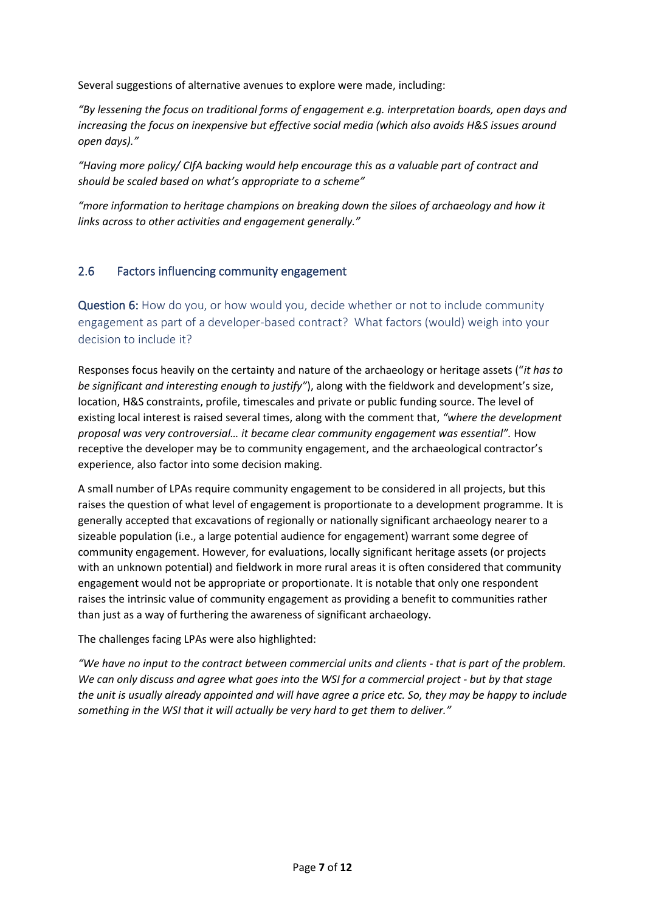Several suggestions of alternative avenues to explore were made, including:

*"By lessening the focus on traditional forms of engagement e.g. interpretation boards, open days and increasing the focus on inexpensive but effective social media (which also avoids H&S issues around open days)."*

*"Having more policy/ CIfA backing would help encourage this as a valuable part of contract and should be scaled based on what's appropriate to a scheme"*

*"more information to heritage champions on breaking down the siloes of archaeology and how it links across to other activities and engagement generally."*

## 2.6 Factors influencing community engagement

**Question 6:** How do you, or how would you, decide whether or not to include community engagement as part of a developer-based contract? What factors (would) weigh into your decision to include it?

Responses focus heavily on the certainty and nature of the archaeology or heritage assets ("*it has to be significant and interesting enough to justify"*), along with the fieldwork and development's size, location, H&S constraints, profile, timescales and private or public funding source. The level of existing local interest is raised several times, along with the comment that, *"where the development proposal was very controversial… it became clear community engagement was essential".* How receptive the developer may be to community engagement, and the archaeological contractor's experience, also factor into some decision making.

A small number of LPAs require community engagement to be considered in all projects, but this raises the question of what level of engagement is proportionate to a development programme. It is generally accepted that excavations of regionally or nationally significant archaeology nearer to a sizeable population (i.e., a large potential audience for engagement) warrant some degree of community engagement. However, for evaluations, locally significant heritage assets (or projects with an unknown potential) and fieldwork in more rural areas it is often considered that community engagement would not be appropriate or proportionate. It is notable that only one respondent raises the intrinsic value of community engagement as providing a benefit to communities rather than just as a way of furthering the awareness of significant archaeology.

The challenges facing LPAs were also highlighted:

*"We have no input to the contract between commercial units and clients - that is part of the problem. We can only discuss and agree what goes into the WSI for a commercial project - but by that stage the unit is usually already appointed and will have agree a price etc. So, they may be happy to include something in the WSI that it will actually be very hard to get them to deliver."*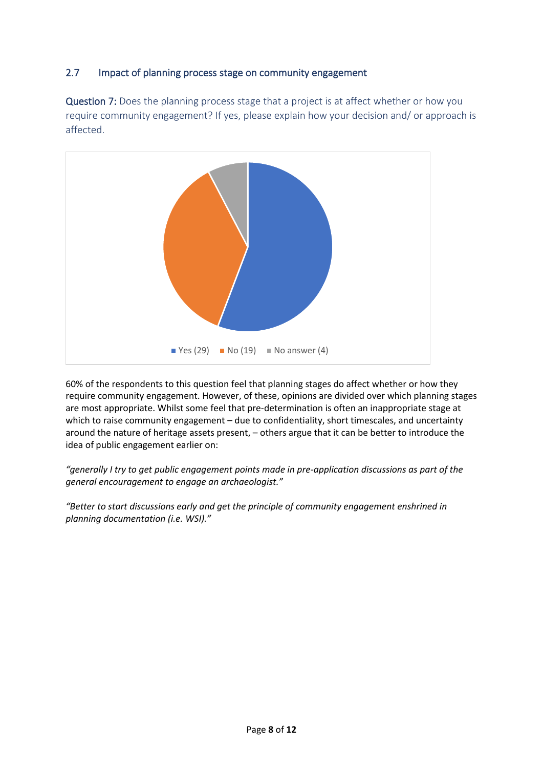## 2.7 Impact of planning process stage on community engagement

**Question 7:** Does the planning process stage that a project is at affect whether or how you require community engagement? If yes, please explain how your decision and/ or approach is affected.

Yes (29) No (19) No answer (4)

60% of the respondents to this question feel that planning stages do affect whether or how they require community engagement. However, of these, opinions are divided over which planning stages are most appropriate. Whilst some feel that pre-determination is often an inappropriate stage at which to raise community engagement – due to confidentiality, short timescales, and uncertainty around the nature of heritage assets present, – others argue that it can be better to introduce the idea of public engagement earlier on:

*"generally I try to get public engagement points made in pre-application discussions as part of the general encouragement to engage an archaeologist."*

*"Better to start discussions early and get the principle of community engagement enshrined in planning documentation (i.e. WSI)."*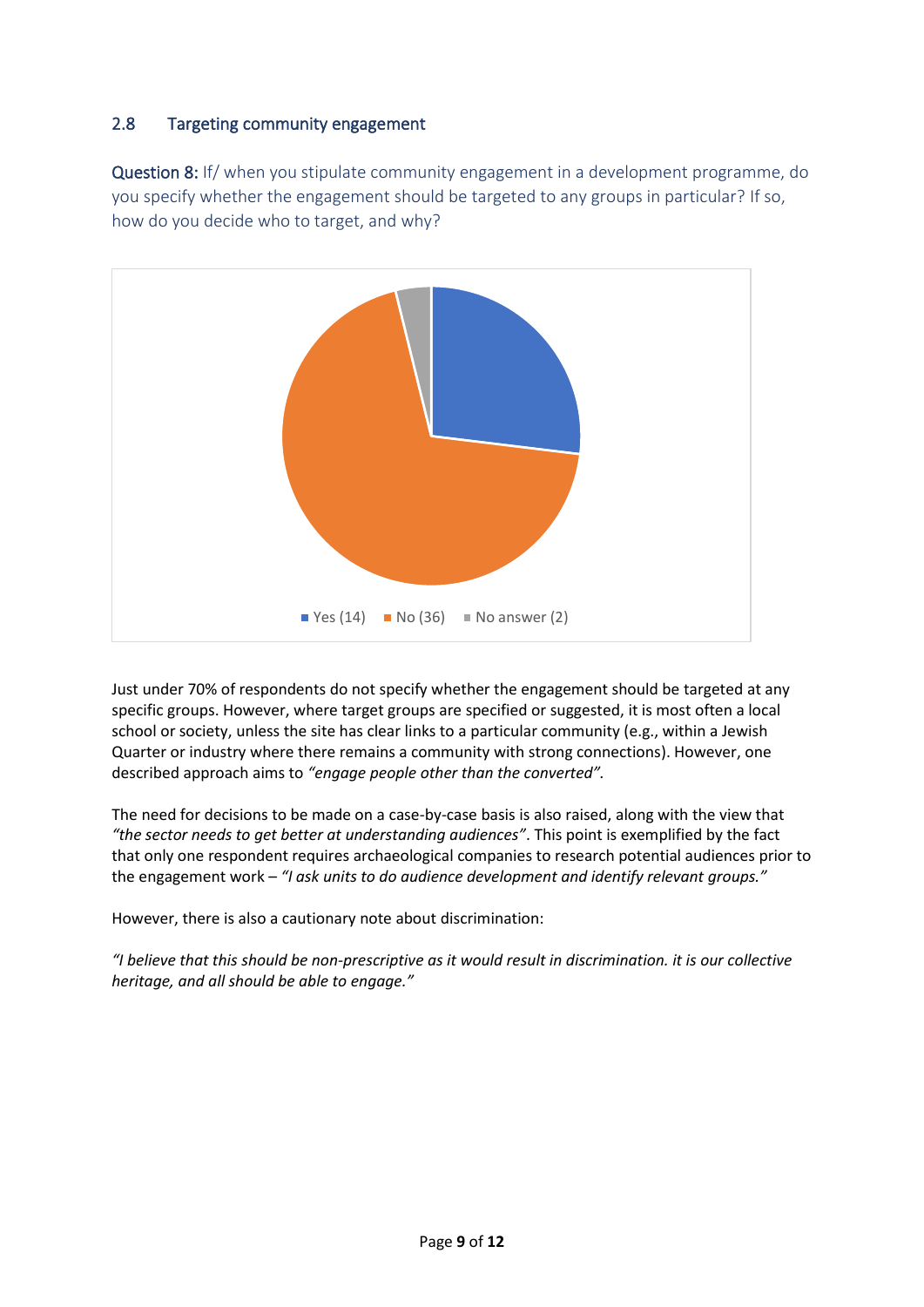### 2.8 Targeting community engagement

**Question 8:** If/ when you stipulate community engagement in a development programme, do you specify whether the engagement should be targeted to any groups in particular? If so, how do you decide who to target, and why?

Yes (14) No (36) No answer (2)

Just under 70% of respondents do not specify whether the engagement should be targeted at any specific groups. However, where target groups are specified or suggested, it is most often a local school or society, unless the site has clear links to a particular community (e.g., within a Jewish Quarter or industry where there remains a community with strong connections). However, one described approach aims to *"engage people other than the converted"*.

The need for decisions to be made on a case-by-case basis is also raised, along with the view that *"the sector needs to get better at understanding audiences"*. This point is exemplified by the fact that only one respondent requires archaeological companies to research potential audiences prior to the engagement work – *"I ask units to do audience development and identify relevant groups."*

However, there is also a cautionary note about discrimination:

*"I believe that this should be non-prescriptive as it would result in discrimination. it is our collective heritage, and all should be able to engage."*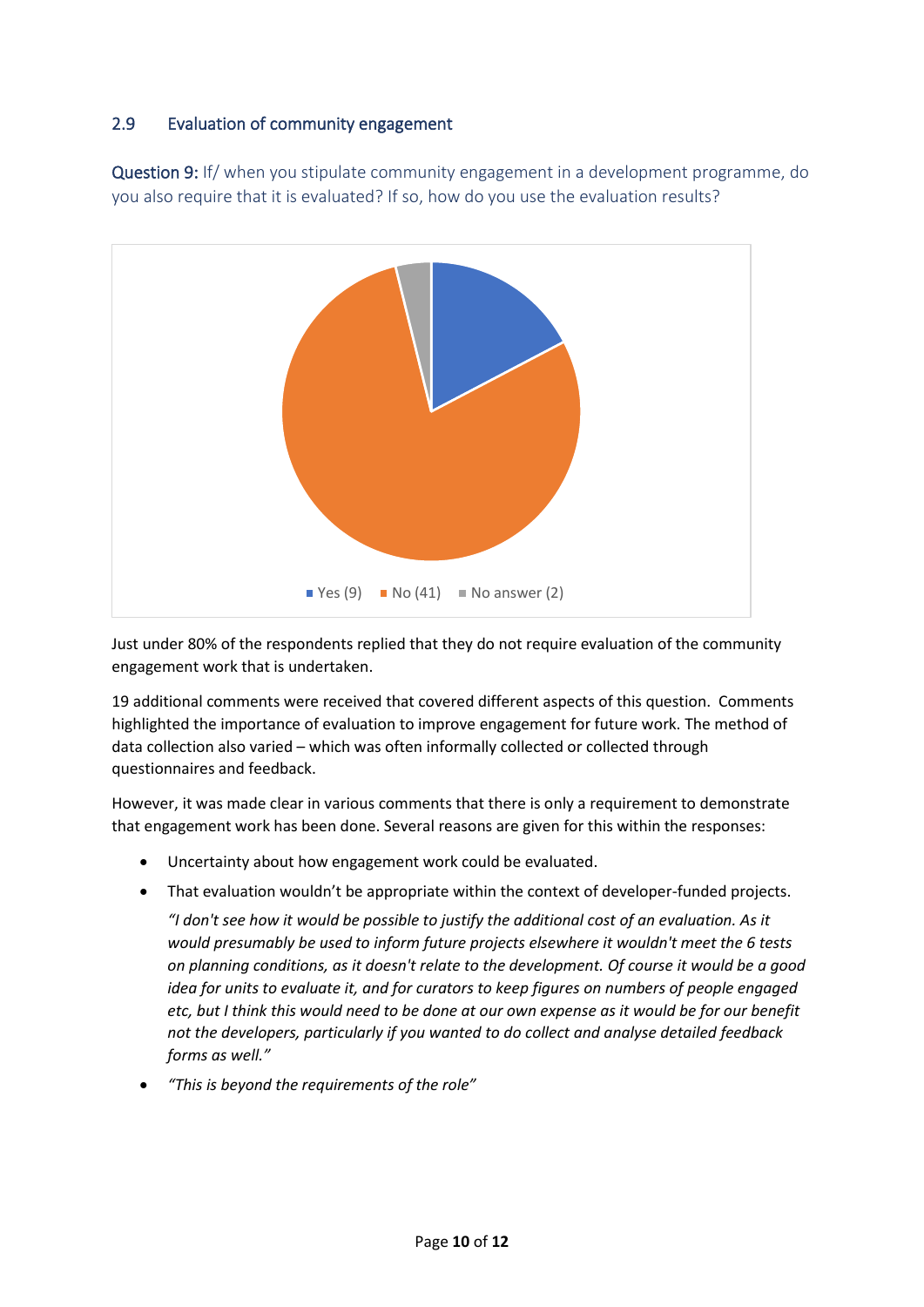## 2.9 Evaluation of community engagement

**Question 9:** If/ when you stipulate community engagement in a development programme, do you also require that it is evaluated? If so, how do you use the evaluation results?

Yes (9) No (41) No answer (2)

Just under 80% of the respondents replied that they do not require evaluation of the community engagement work that is undertaken.

19 additional comments were received that covered different aspects of this question. Comments highlighted the importance of evaluation to improve engagement for future work. The method of data collection also varied – which was often informally collected or collected through questionnaires and feedback.

However, it was made clear in various comments that there is only a requirement to demonstrate that engagement work has been done. Several reasons are given for this within the responses:

- Uncertainty about how engagement work could be evaluated.
- That evaluation wouldn't be appropriate within the context of developer-funded projects.

  *"I don't see how it would be possible to justify the additional cost of an evaluation. As it would presumably be used to inform future projects elsewhere it wouldn't meet the 6 tests on planning conditions, as it doesn't relate to the development. Of course it would be a good idea for units to evaluate it, and for curators to keep figures on numbers of people engaged etc, but I think this would need to be done at our own expense as it would be for our benefit not the developers, particularly if you wanted to do collect and analyse detailed feedback forms as well."*

- *"This is beyond the requirements of the role"*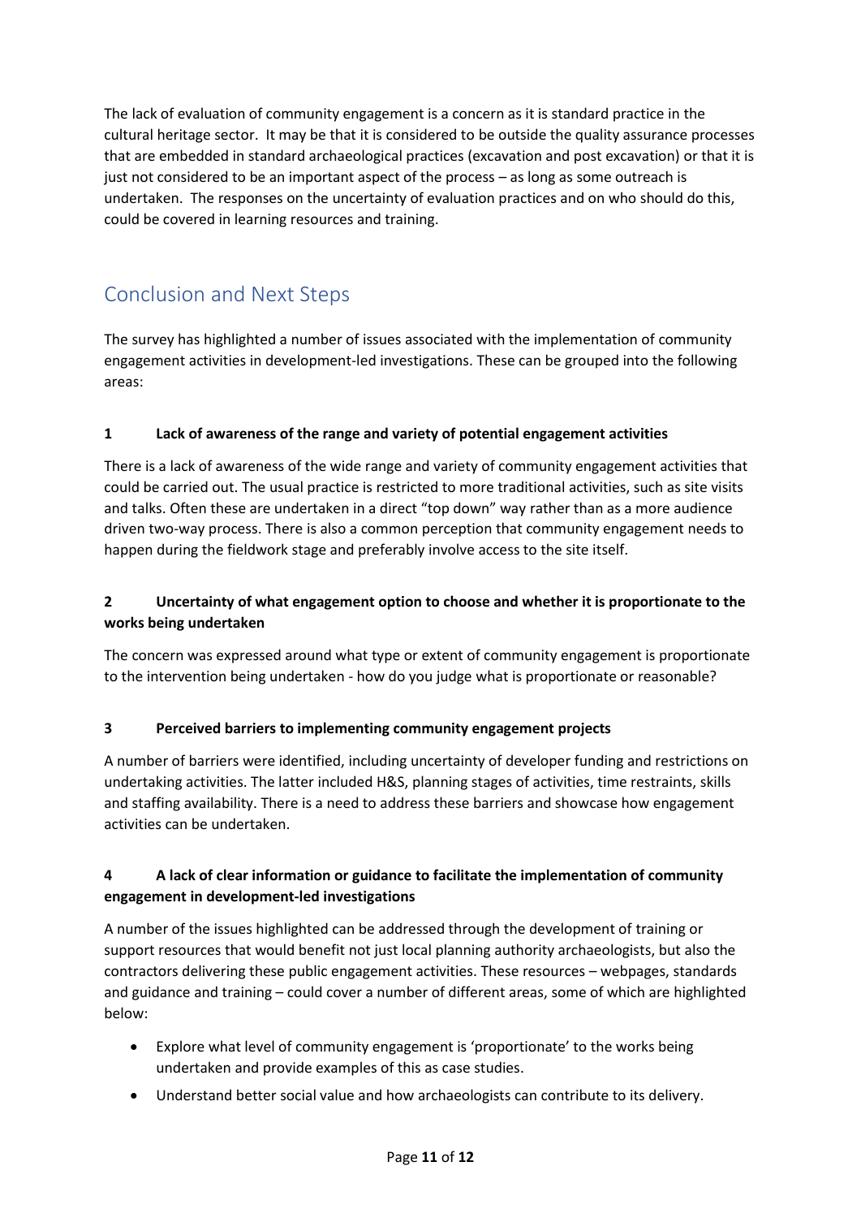The lack of evaluation of community engagement is a concern as it is standard practice in the cultural heritage sector. It may be that it is considered to be outside the quality assurance processes that are embedded in standard archaeological practices (excavation and post excavation) or that it is just not considered to be an important aspect of the process – as long as some outreach is undertaken. The responses on the uncertainty of evaluation practices and on who should do this, could be covered in learning resources and training.

## Conclusion and Next Steps

The survey has highlighted a number of issues associated with the implementation of community engagement activities in development-led investigations. These can be grouped into the following areas:

**1 Lack of awareness of the range and variety of potential engagement activities**

There is a lack of awareness of the wide range and variety of community engagement activities that could be carried out. The usual practice is restricted to more traditional activities, such as site visits and talks. Often these are undertaken in a direct "top down" way rather than as a more audience driven two-way process. There is also a common perception that community engagement needs to happen during the fieldwork stage and preferably involve access to the site itself.

**2 Uncertainty of what engagement option to choose and whether it is proportionate to the works being undertaken**

The concern was expressed around what type or extent of community engagement is proportionate to the intervention being undertaken - how do you judge what is proportionate or reasonable?

**3 Perceived barriers to implementing community engagement projects**

A number of barriers were identified, including uncertainty of developer funding and restrictions on undertaking activities. The latter included H&S, planning stages of activities, time restraints, skills and staffing availability. There is a need to address these barriers and showcase how engagement activities can be undertaken.

**4 A lack of clear information or guidance to facilitate the implementation of community engagement in development-led investigations**

A number of the issues highlighted can be addressed through the development of training or support resources that would benefit not just local planning authority archaeologists, but also the contractors delivering these public engagement activities. These resources – webpages, standards and guidance and training – could cover a number of different areas, some of which are highlighted below:

- Explore what level of community engagement is 'proportionate' to the works being undertaken and provide examples of this as case studies.
- Understand better social value and how archaeologists can contribute to its delivery.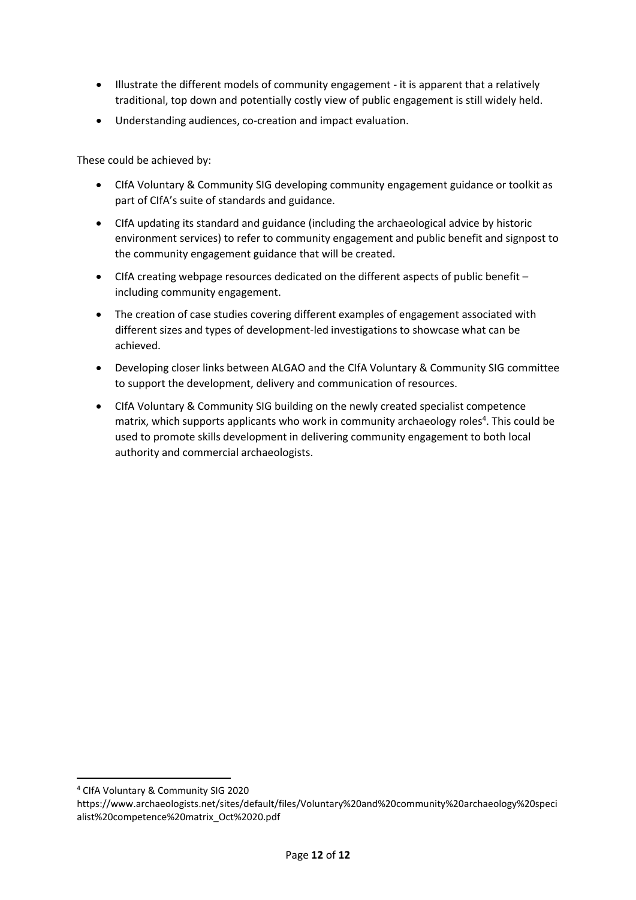- Illustrate the different models of community engagement - it is apparent that a relatively traditional, top down and potentially costly view of public engagement is still widely held.
- Understanding audiences, co-creation and impact evaluation.

These could be achieved by:

- CIfA Voluntary & Community SIG developing community engagement guidance or toolkit as part of CIfA's suite of standards and guidance.
- CIfA updating its standard and guidance (including the archaeological advice by historic environment services) to refer to community engagement and public benefit and signpost to the community engagement guidance that will be created.
- CIfA creating webpage resources dedicated on the different aspects of public benefit – including community engagement.
- The creation of case studies covering different examples of engagement associated with different sizes and types of development-led investigations to showcase what can be achieved.
- Developing closer links between ALGAO and the CIfA Voluntary & Community SIG committee to support the development, delivery and communication of resources.
- CIfA Voluntary & Community SIG building on the newly created specialist competence matrix, which supports applicants who work in community archaeology roles[4]. This could be used to promote skills development in delivering community engagement to both local authority and commercial archaeologists.

---

[4] CIfA Voluntary & Community SIG 2020 https://www.archaeologists.net/sites/default/files/Voluntary%20and%20community%20archaeology%20specialist%20competence%20matrix_Oct%2020.pdf